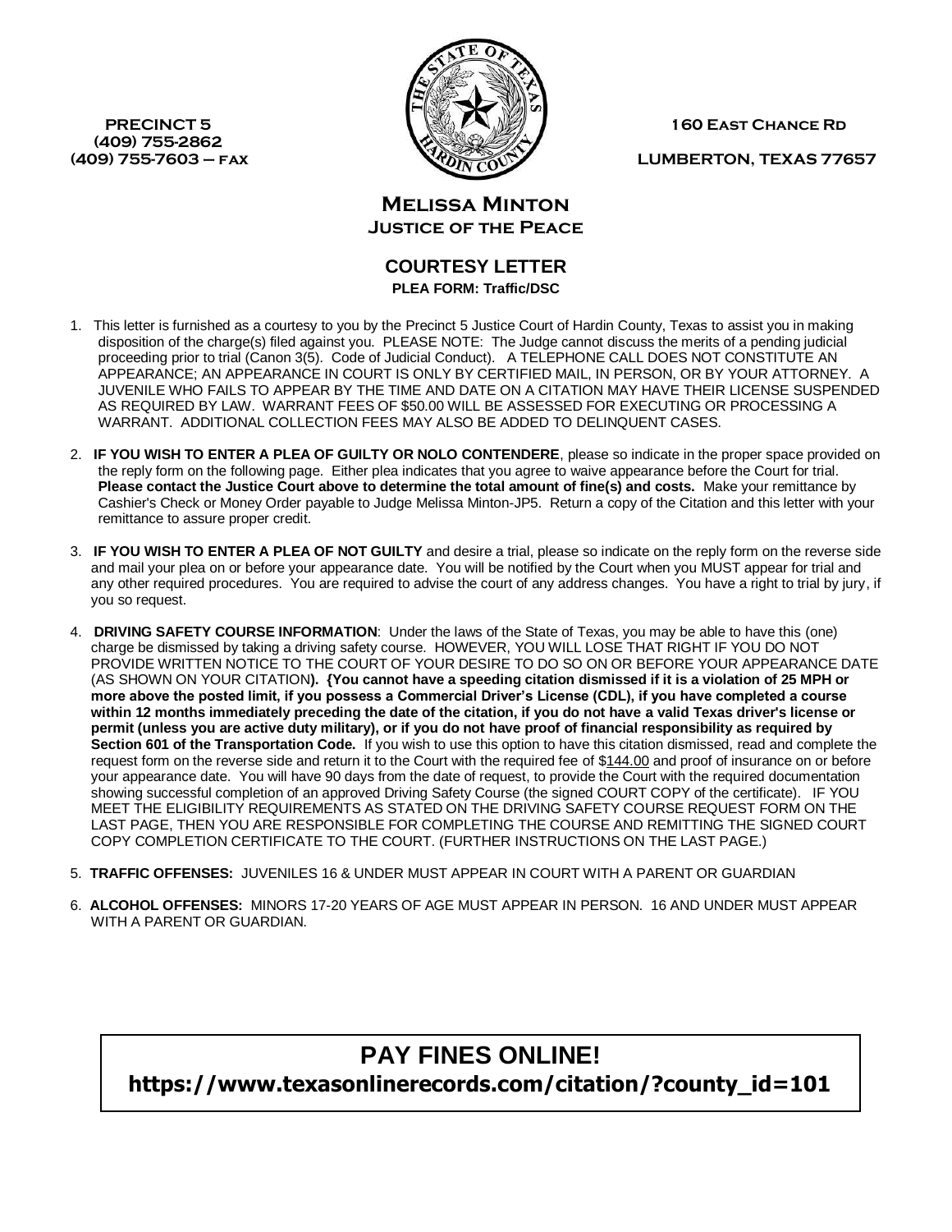PRECINCT 5
(409) 755-2862
(409) 755-7603 – FAX

160 East Chance Rd
LUMBERTON, TEXAS 77657

# Melissa Minton
## Justice of the Peace

## COURTESY LETTER
**PLEA FORM: Traffic/DSC**

1. This letter is furnished as a courtesy to you by the Precinct 5 Justice Court of Hardin County, Texas to assist you in making disposition of the charge(s) filed against you. PLEASE NOTE: The Judge cannot discuss the merits of a pending judicial proceeding prior to trial (Canon 3(5). Code of Judicial Conduct). A TELEPHONE CALL DOES NOT CONSTITUTE AN APPEARANCE; AN APPEARANCE IN COURT IS ONLY BY CERTIFIED MAIL, IN PERSON, OR BY YOUR ATTORNEY. A JUVENILE WHO FAILS TO APPEAR BY THE TIME AND DATE ON A CITATION MAY HAVE THEIR LICENSE SUSPENDED AS REQUIRED BY LAW. WARRANT FEES OF $50.00 WILL BE ASSESSED FOR EXECUTING OR PROCESSING A WARRANT. ADDITIONAL COLLECTION FEES MAY ALSO BE ADDED TO DELINQUENT CASES.

2. **IF YOU WISH TO ENTER A PLEA OF GUILTY OR NOLO CONTENDERE**, please so indicate in the proper space provided on the reply form on the following page. Either plea indicates that you agree to waive appearance before the Court for trial. **Please contact the Justice Court above to determine the total amount of fine(s) and costs.** Make your remittance by Cashier's Check or Money Order payable to Judge Melissa Minton-JP5. Return a copy of the Citation and this letter with your remittance to assure proper credit.

3. **IF YOU WISH TO ENTER A PLEA OF NOT GUILTY** and desire a trial, please so indicate on the reply form on the reverse side and mail your plea on or before your appearance date. You will be notified by the Court when you MUST appear for trial and any other required procedures. You are required to advise the court of any address changes. You have a right to trial by jury, if you so request.

4. **DRIVING SAFETY COURSE INFORMATION**: Under the laws of the State of Texas, you may be able to have this (one) charge be dismissed by taking a driving safety course. HOWEVER, YOU WILL LOSE THAT RIGHT IF YOU DO NOT PROVIDE WRITTEN NOTICE TO THE COURT OF YOUR DESIRE TO DO SO ON OR BEFORE YOUR APPEARANCE DATE (AS SHOWN ON YOUR CITATION**). {You cannot have a speeding citation dismissed if it is a violation of 25 MPH or more above the posted limit, if you possess a Commercial Driver's License (CDL), if you have completed a course within 12 months immediately preceding the date of the citation, if you do not have a valid Texas driver's license or permit (unless you are active duty military), or if you do not have proof of financial responsibility as required by Section 601 of the Transportation Code.** If you wish to use this option to have this citation dismissed, read and complete the request form on the reverse side and return it to the Court with the required fee of $144.00 and proof of insurance on or before your appearance date. You will have 90 days from the date of request, to provide the Court with the required documentation showing successful completion of an approved Driving Safety Course (the signed COURT COPY of the certificate). IF YOU MEET THE ELIGIBILITY REQUIREMENTS AS STATED ON THE DRIVING SAFETY COURSE REQUEST FORM ON THE LAST PAGE, THEN YOU ARE RESPONSIBLE FOR COMPLETING THE COURSE AND REMITTING THE SIGNED COURT COPY COMPLETION CERTIFICATE TO THE COURT. (FURTHER INSTRUCTIONS ON THE LAST PAGE.)

5. **TRAFFIC OFFENSES:** JUVENILES 16 & UNDER MUST APPEAR IN COURT WITH A PARENT OR GUARDIAN

6. **ALCOHOL OFFENSES:** MINORS 17-20 YEARS OF AGE MUST APPEAR IN PERSON. 16 AND UNDER MUST APPEAR WITH A PARENT OR GUARDIAN.

## PAY FINES ONLINE!
**https://www.texasonlinerecords.com/citation/?county_id=101**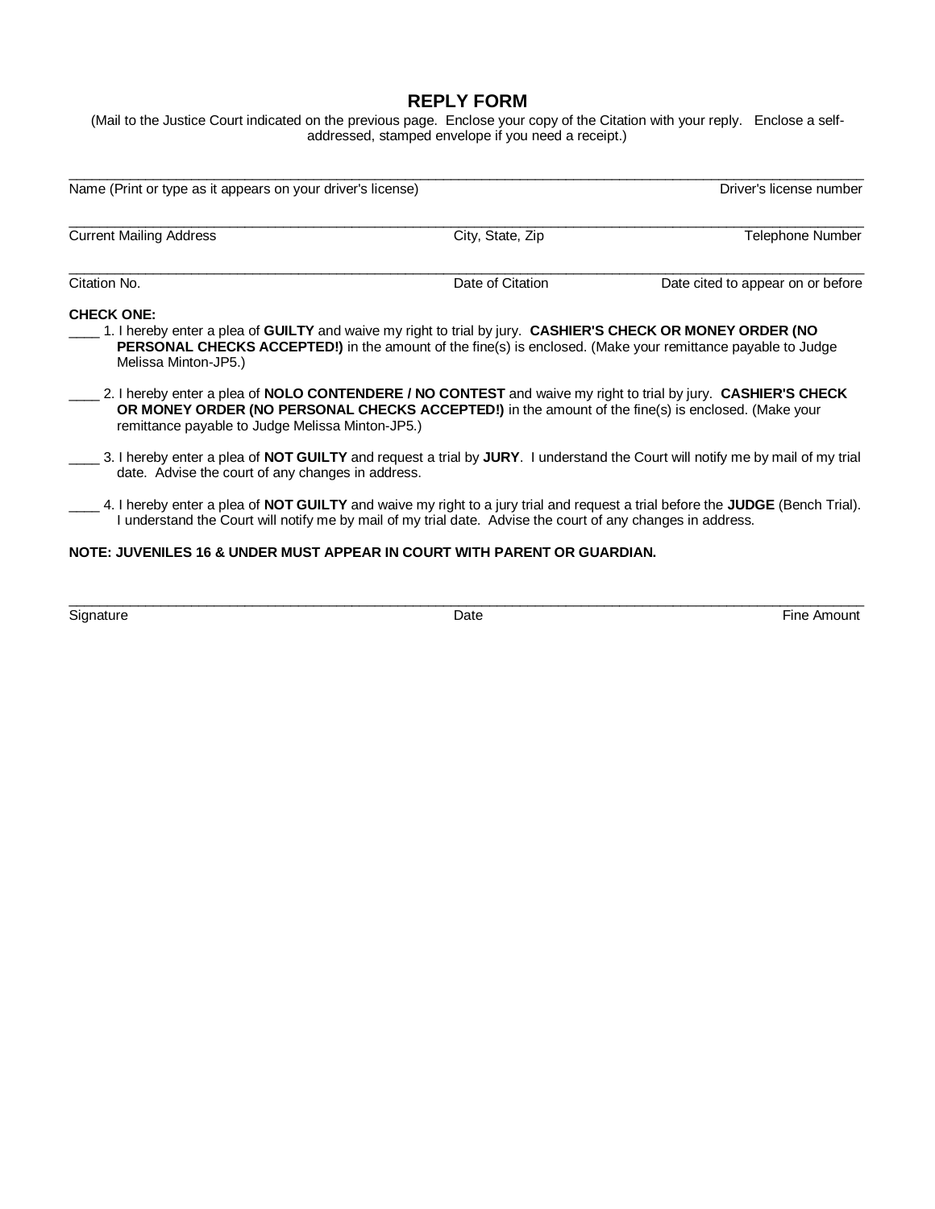# REPLY FORM

(Mail to the Justice Court indicated on the previous page. Enclose your copy of the Citation with your reply. Enclose a self-addressed, stamped envelope if you need a receipt.)

______________________________________________________________________________

Name (Print or type as it appears on your driver's license) | Driver's license number

______________________________________________________________________________

Current Mailing Address | City, State, Zip | Telephone Number

______________________________________________________________________________

Citation No. | Date of Citation | Date cited to appear on or before

**CHECK ONE:**

____ 1. I hereby enter a plea of **GUILTY** and waive my right to trial by jury. **CASHIER'S CHECK OR MONEY ORDER (NO PERSONAL CHECKS ACCEPTED!)** in the amount of the fine(s) is enclosed. (Make your remittance payable to Judge Melissa Minton-JP5.)

____ 2. I hereby enter a plea of **NOLO CONTENDERE / NO CONTEST** and waive my right to trial by jury. **CASHIER'S CHECK OR MONEY ORDER (NO PERSONAL CHECKS ACCEPTED!)** in the amount of the fine(s) is enclosed. (Make your remittance payable to Judge Melissa Minton-JP5.)

____ 3. I hereby enter a plea of **NOT GUILTY** and request a trial by **JURY**. I understand the Court will notify me by mail of my trial date. Advise the court of any changes in address.

____ 4. I hereby enter a plea of **NOT GUILTY** and waive my right to a jury trial and request a trial before the **JUDGE** (Bench Trial). I understand the Court will notify me by mail of my trial date. Advise the court of any changes in address.

**NOTE: JUVENILES 16 & UNDER MUST APPEAR IN COURT WITH PARENT OR GUARDIAN.**

______________________________________________________________________________

Signature | Date | Fine Amount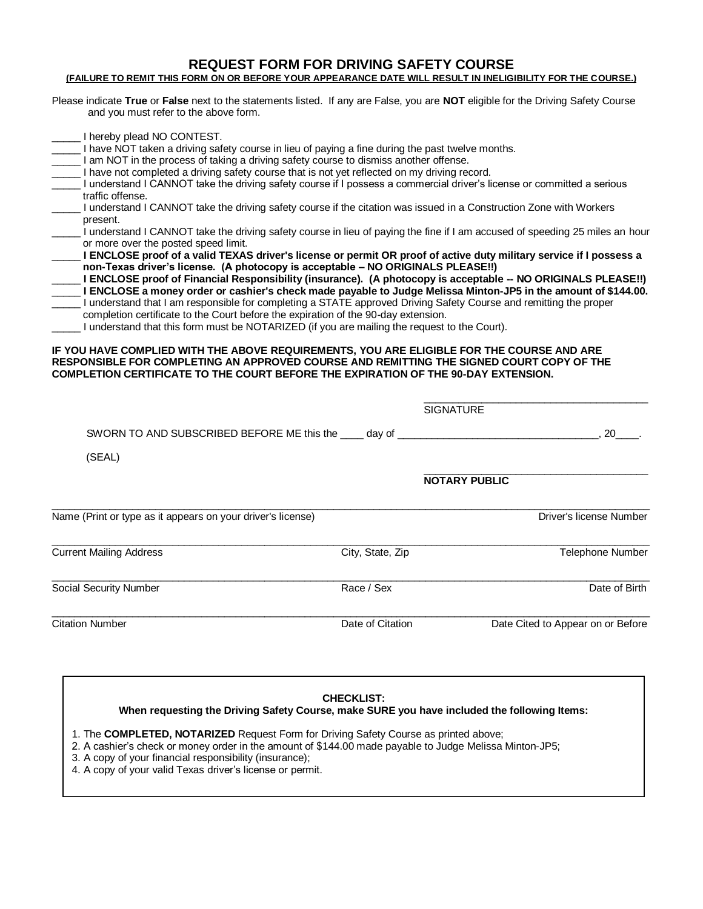# REQUEST FORM FOR DRIVING SAFETY COURSE

**(FAILURE TO REMIT THIS FORM ON OR BEFORE YOUR APPEARANCE DATE WILL RESULT IN INELIGIBILITY FOR THE COURSE.)**

Please indicate **True** or **False** next to the statements listed. If any are False, you are **NOT** eligible for the Driving Safety Course and you must refer to the above form.

_____ I hereby plead NO CONTEST.

_____ I have NOT taken a driving safety course in lieu of paying a fine during the past twelve months.

_____ I am NOT in the process of taking a driving safety course to dismiss another offense.

_____ I have not completed a driving safety course that is not yet reflected on my driving record.

_____ I understand I CANNOT take the driving safety course if I possess a commercial driver's license or committed a serious traffic offense.

_____ I understand I CANNOT take the driving safety course if the citation was issued in a Construction Zone with Workers present.

_____ I understand I CANNOT take the driving safety course in lieu of paying the fine if I am accused of speeding 25 miles an hour or more over the posted speed limit.

_____ **I ENCLOSE proof of a valid TEXAS driver's license or permit OR proof of active duty military service if I possess a non-Texas driver's license. (A photocopy is acceptable – NO ORIGINALS PLEASE!!)**

_____ **I ENCLOSE proof of Financial Responsibility (insurance). (A photocopy is acceptable -- NO ORIGINALS PLEASE!!)**

_____ **I ENCLOSE a money order or cashier's check made payable to Judge Melissa Minton-JP5 in the amount of $144.00.**

_____ I understand that I am responsible for completing a STATE approved Driving Safety Course and remitting the proper completion certificate to the Court before the expiration of the 90-day extension.

_____ I understand that this form must be NOTARIZED (if you are mailing the request to the Court).

**IF YOU HAVE COMPLIED WITH THE ABOVE REQUIREMENTS, YOU ARE ELIGIBLE FOR THE COURSE AND ARE RESPONSIBLE FOR COMPLETING AN APPROVED COURSE AND REMITTING THE SIGNED COURT COPY OF THE COMPLETION CERTIFICATE TO THE COURT BEFORE THE EXPIRATION OF THE 90-DAY EXTENSION.**

\_\_\_\_\_\_\_\_\_\_\_\_\_\_\_\_\_\_\_\_\_\_\_\_\_\_\_\_\_\_\_\_\_\_\_\_\_\_
SIGNATURE

SWORN TO AND SUBSCRIBED BEFORE ME this the ____ day of ___________________________________, 20____.

(SEAL)

\_\_\_\_\_\_\_\_\_\_\_\_\_\_\_\_\_\_\_\_\_\_\_\_\_\_\_\_\_\_\_\_\_\_\_\_\_\_
**NOTARY PUBLIC**

| | | |
|---|---|---|
| Name (Print or type as it appears on your driver's license) | | Driver's license Number |
| Current Mailing Address | City, State, Zip | Telephone Number |
| Social Security Number | Race / Sex | Date of Birth |
| Citation Number | Date of Citation | Date Cited to Appear on or Before |

**CHECKLIST:**
**When requesting the Driving Safety Course, make SURE you have included the following Items:**

1. The **COMPLETED, NOTARIZED** Request Form for Driving Safety Course as printed above;
2. A cashier's check or money order in the amount of $144.00 made payable to Judge Melissa Minton-JP5;
3. A copy of your financial responsibility (insurance);
4. A copy of your valid Texas driver's license or permit.